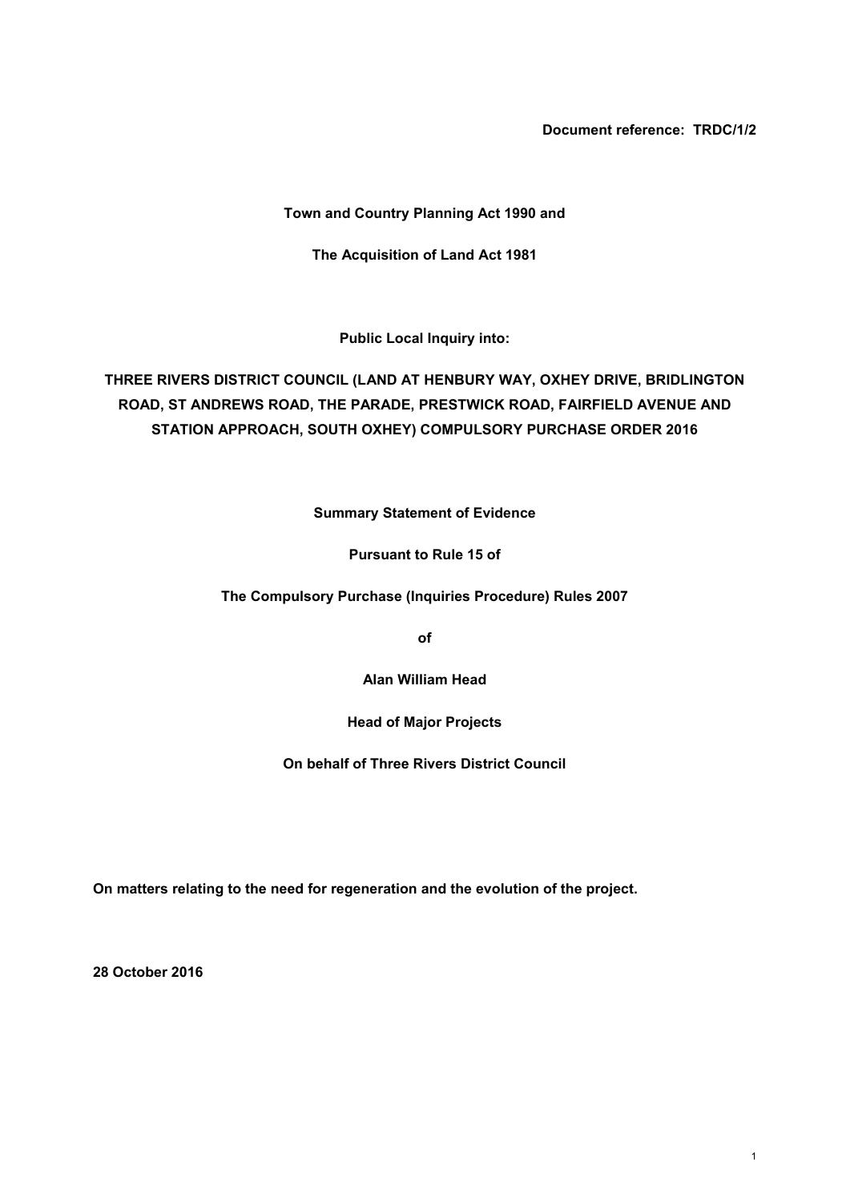**Document reference: TRDC/1/2**

**Town and Country Planning Act 1990 and**

**The Acquisition of Land Act 1981**

**Public Local Inquiry into:**

**THREE RIVERS DISTRICT COUNCIL (LAND AT HENBURY WAY, OXHEY DRIVE, BRIDLINGTON ROAD, ST ANDREWS ROAD, THE PARADE, PRESTWICK ROAD, FAIRFIELD AVENUE AND STATION APPROACH, SOUTH OXHEY) COMPULSORY PURCHASE ORDER 2016**

**Summary Statement of Evidence**

**Pursuant to Rule 15 of**

**The Compulsory Purchase (Inquiries Procedure) Rules 2007**

**of**

**Alan William Head**

**Head of Major Projects**

**On behalf of Three Rivers District Council**

**On matters relating to the need for regeneration and the evolution of the project.**

**28 October 2016**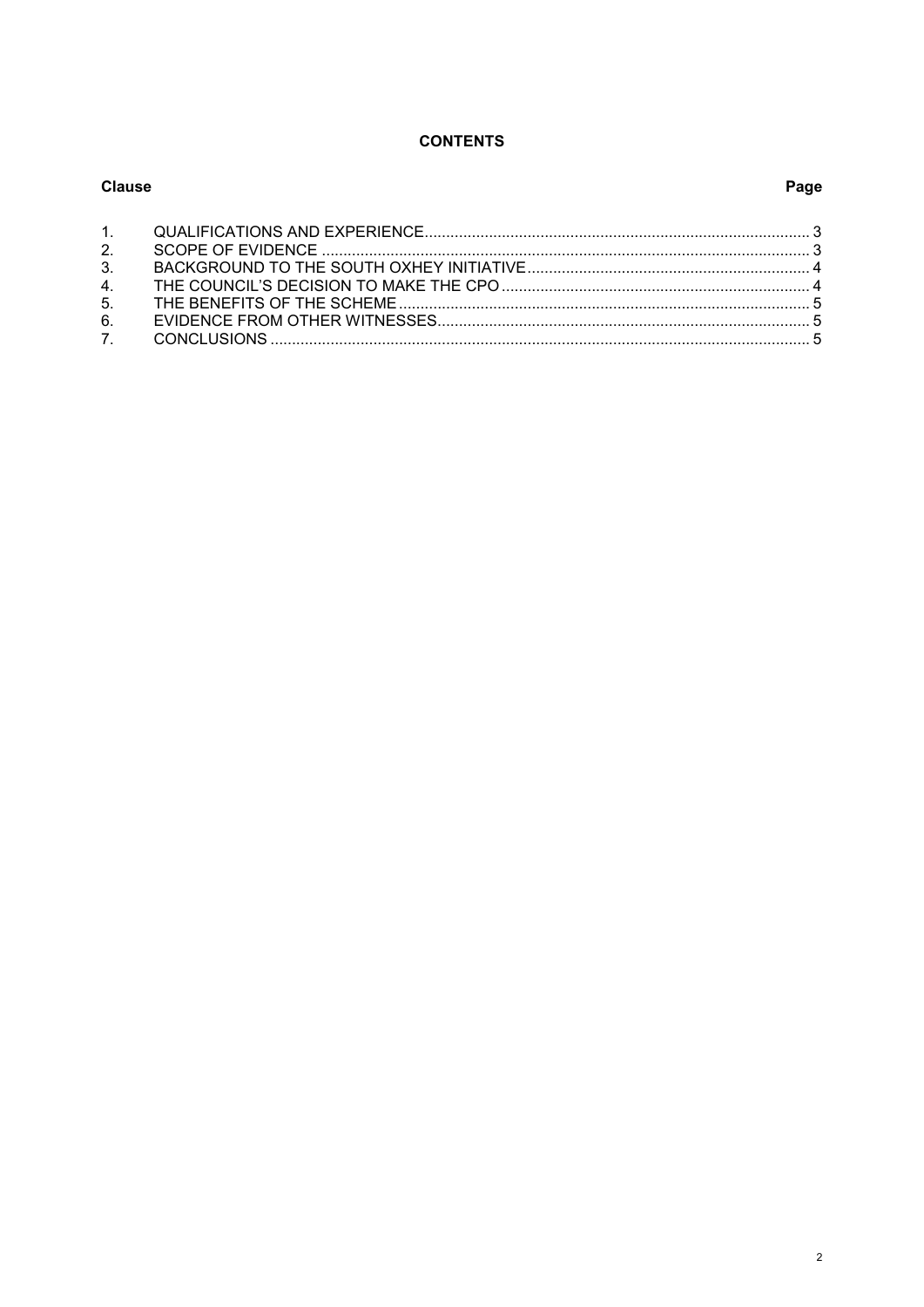**CONTENTS**

| Clause | | Page |
|---|---|---|
| 1. | QUALIFICATIONS AND EXPERIENCE | 3 |
| 2. | SCOPE OF EVIDENCE | 3 |
| 3. | BACKGROUND TO THE SOUTH OXHEY INITIATIVE | 4 |
| 4. | THE COUNCIL'S DECISION TO MAKE THE CPO | 4 |
| 5. | THE BENEFITS OF THE SCHEME | 5 |
| 6. | EVIDENCE FROM OTHER WITNESSES | 5 |
| 7. | CONCLUSIONS | 5 |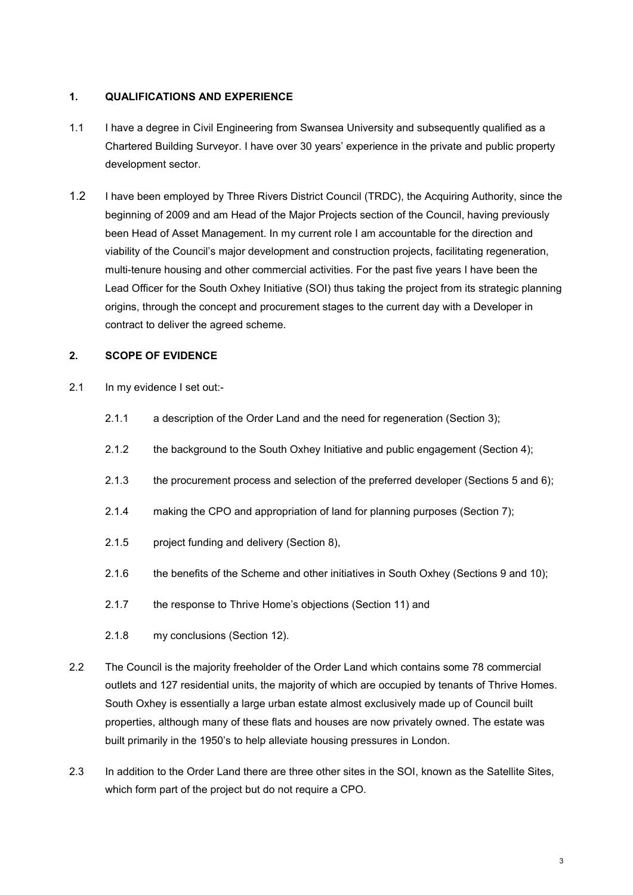## 1. QUALIFICATIONS AND EXPERIENCE

1.1 I have a degree in Civil Engineering from Swansea University and subsequently qualified as a Chartered Building Surveyor. I have over 30 years' experience in the private and public property development sector.

1.2 I have been employed by Three Rivers District Council (TRDC), the Acquiring Authority, since the beginning of 2009 and am Head of the Major Projects section of the Council, having previously been Head of Asset Management. In my current role I am accountable for the direction and viability of the Council's major development and construction projects, facilitating regeneration, multi-tenure housing and other commercial activities. For the past five years I have been the Lead Officer for the South Oxhey Initiative (SOI) thus taking the project from its strategic planning origins, through the concept and procurement stages to the current day with a Developer in contract to deliver the agreed scheme.

## 2. SCOPE OF EVIDENCE

2.1 In my evidence I set out:-

- 2.1.1 a description of the Order Land and the need for regeneration (Section 3);
- 2.1.2 the background to the South Oxhey Initiative and public engagement (Section 4);
- 2.1.3 the procurement process and selection of the preferred developer (Sections 5 and 6);
- 2.1.4 making the CPO and appropriation of land for planning purposes (Section 7);
- 2.1.5 project funding and delivery (Section 8),
- 2.1.6 the benefits of the Scheme and other initiatives in South Oxhey (Sections 9 and 10);
- 2.1.7 the response to Thrive Home's objections (Section 11) and
- 2.1.8 my conclusions (Section 12).

2.2 The Council is the majority freeholder of the Order Land which contains some 78 commercial outlets and 127 residential units, the majority of which are occupied by tenants of Thrive Homes. South Oxhey is essentially a large urban estate almost exclusively made up of Council built properties, although many of these flats and houses are now privately owned. The estate was built primarily in the 1950's to help alleviate housing pressures in London.

2.3 In addition to the Order Land there are three other sites in the SOI, known as the Satellite Sites, which form part of the project but do not require a CPO.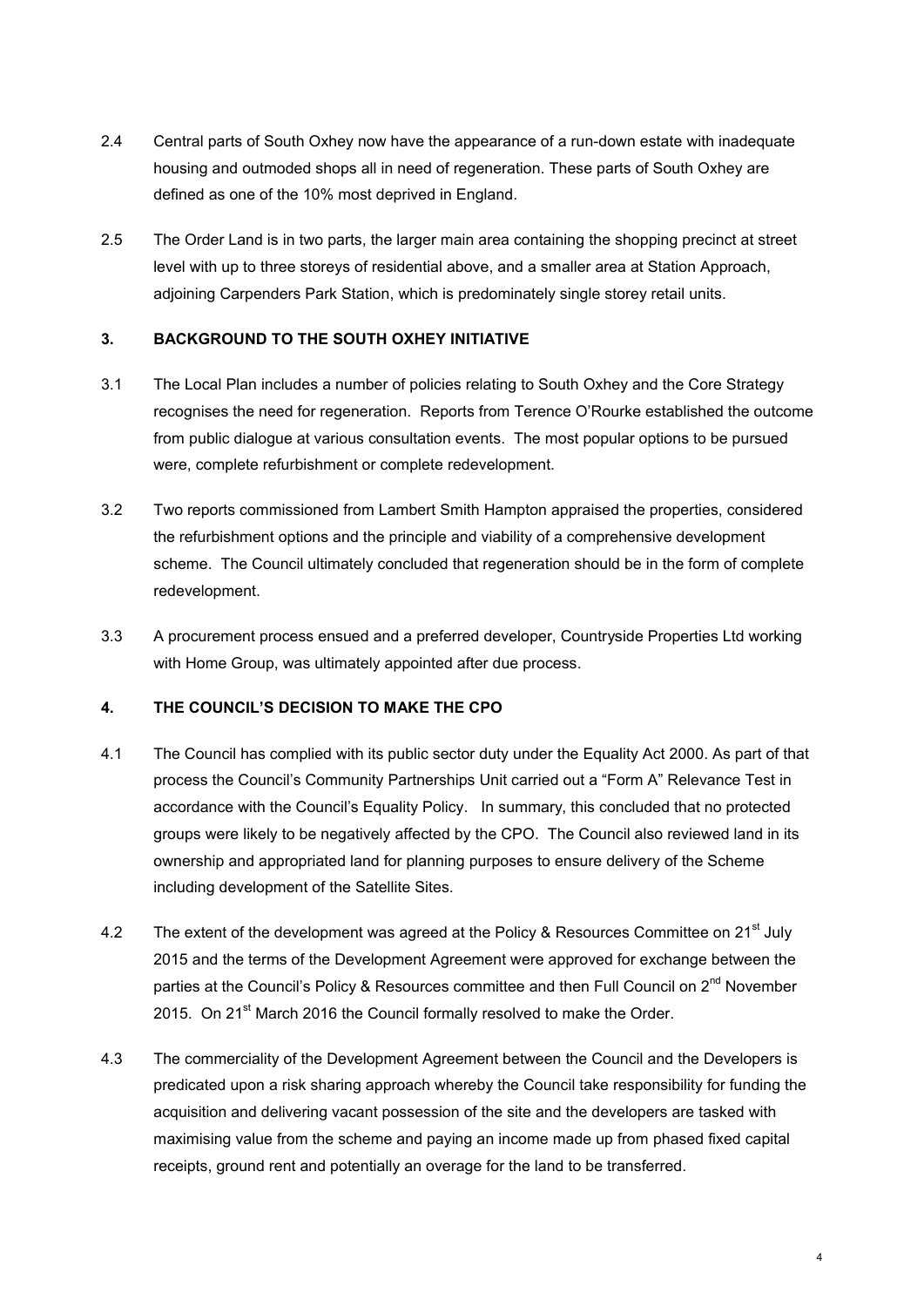2.4 Central parts of South Oxhey now have the appearance of a run-down estate with inadequate housing and outmoded shops all in need of regeneration. These parts of South Oxhey are defined as one of the 10% most deprived in England.

2.5 The Order Land is in two parts, the larger main area containing the shopping precinct at street level with up to three storeys of residential above, and a smaller area at Station Approach, adjoining Carpenders Park Station, which is predominately single storey retail units.

## 3. BACKGROUND TO THE SOUTH OXHEY INITIATIVE

3.1 The Local Plan includes a number of policies relating to South Oxhey and the Core Strategy recognises the need for regeneration. Reports from Terence O'Rourke established the outcome from public dialogue at various consultation events. The most popular options to be pursued were, complete refurbishment or complete redevelopment.

3.2 Two reports commissioned from Lambert Smith Hampton appraised the properties, considered the refurbishment options and the principle and viability of a comprehensive development scheme. The Council ultimately concluded that regeneration should be in the form of complete redevelopment.

3.3 A procurement process ensued and a preferred developer, Countryside Properties Ltd working with Home Group, was ultimately appointed after due process.

## 4. THE COUNCIL'S DECISION TO MAKE THE CPO

4.1 The Council has complied with its public sector duty under the Equality Act 2000. As part of that process the Council's Community Partnerships Unit carried out a "Form A" Relevance Test in accordance with the Council's Equality Policy. In summary, this concluded that no protected groups were likely to be negatively affected by the CPO. The Council also reviewed land in its ownership and appropriated land for planning purposes to ensure delivery of the Scheme including development of the Satellite Sites.

4.2 The extent of the development was agreed at the Policy & Resources Committee on 21st July 2015 and the terms of the Development Agreement were approved for exchange between the parties at the Council's Policy & Resources committee and then Full Council on 2nd November 2015. On 21st March 2016 the Council formally resolved to make the Order.

4.3 The commerciality of the Development Agreement between the Council and the Developers is predicated upon a risk sharing approach whereby the Council take responsibility for funding the acquisition and delivering vacant possession of the site and the developers are tasked with maximising value from the scheme and paying an income made up from phased fixed capital receipts, ground rent and potentially an overage for the land to be transferred.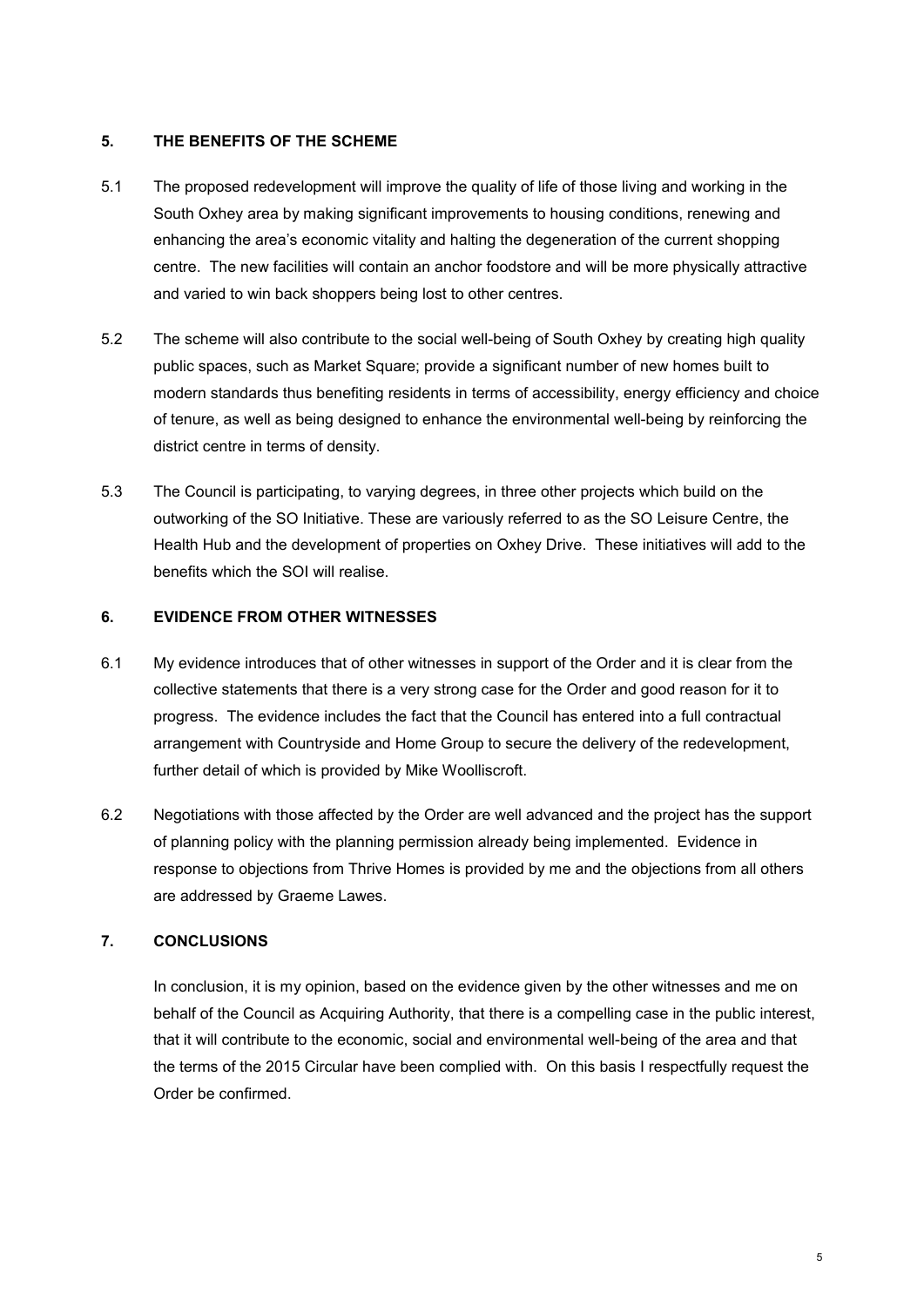## 5. THE BENEFITS OF THE SCHEME

5.1 The proposed redevelopment will improve the quality of life of those living and working in the South Oxhey area by making significant improvements to housing conditions, renewing and enhancing the area's economic vitality and halting the degeneration of the current shopping centre. The new facilities will contain an anchor foodstore and will be more physically attractive and varied to win back shoppers being lost to other centres.

5.2 The scheme will also contribute to the social well-being of South Oxhey by creating high quality public spaces, such as Market Square; provide a significant number of new homes built to modern standards thus benefiting residents in terms of accessibility, energy efficiency and choice of tenure, as well as being designed to enhance the environmental well-being by reinforcing the district centre in terms of density.

5.3 The Council is participating, to varying degrees, in three other projects which build on the outworking of the SO Initiative. These are variously referred to as the SO Leisure Centre, the Health Hub and the development of properties on Oxhey Drive. These initiatives will add to the benefits which the SOI will realise.

## 6. EVIDENCE FROM OTHER WITNESSES

6.1 My evidence introduces that of other witnesses in support of the Order and it is clear from the collective statements that there is a very strong case for the Order and good reason for it to progress. The evidence includes the fact that the Council has entered into a full contractual arrangement with Countryside and Home Group to secure the delivery of the redevelopment, further detail of which is provided by Mike Woolliscroft.

6.2 Negotiations with those affected by the Order are well advanced and the project has the support of planning policy with the planning permission already being implemented. Evidence in response to objections from Thrive Homes is provided by me and the objections from all others are addressed by Graeme Lawes.

## 7. CONCLUSIONS

In conclusion, it is my opinion, based on the evidence given by the other witnesses and me on behalf of the Council as Acquiring Authority, that there is a compelling case in the public interest, that it will contribute to the economic, social and environmental well-being of the area and that the terms of the 2015 Circular have been complied with. On this basis I respectfully request the Order be confirmed.